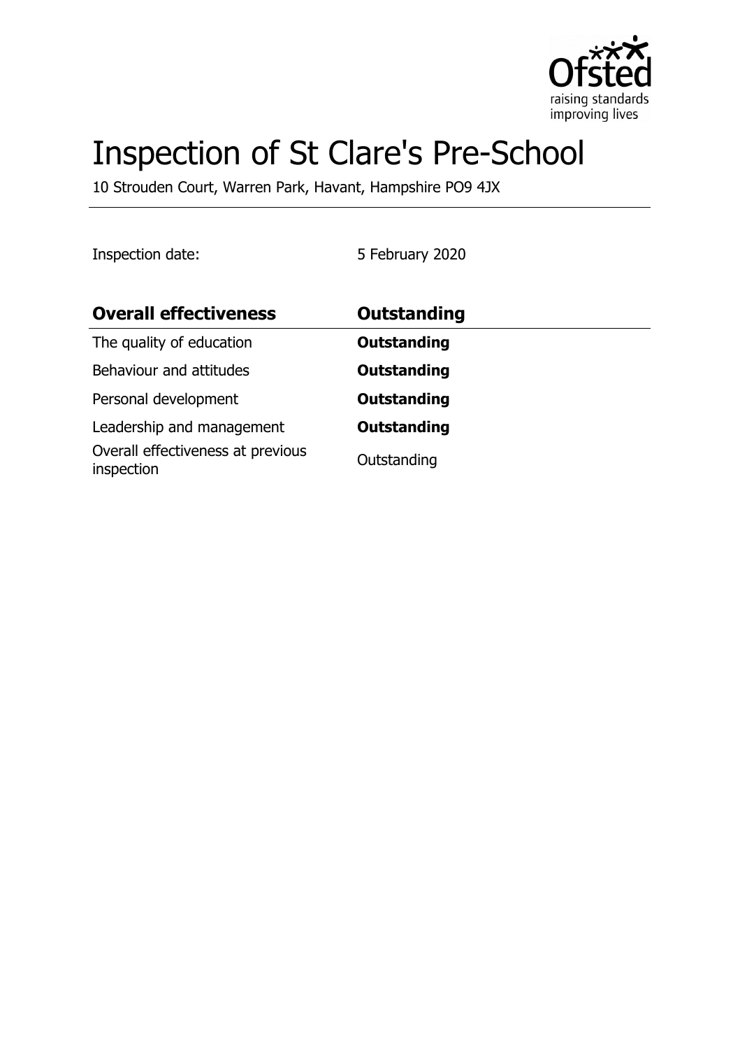# Inspection of St Clare's Pre-School

10 Strouden Court, Warren Park, Havant, Hampshire PO9 4JX

Inspection date: 5 February 2020

| **Overall effectiveness** | **Outstanding** |
| --- | --- |
| The quality of education | **Outstanding** |
| Behaviour and attitudes | **Outstanding** |
| Personal development | **Outstanding** |
| Leadership and management | **Outstanding** |
| Overall effectiveness at previous inspection | Outstanding |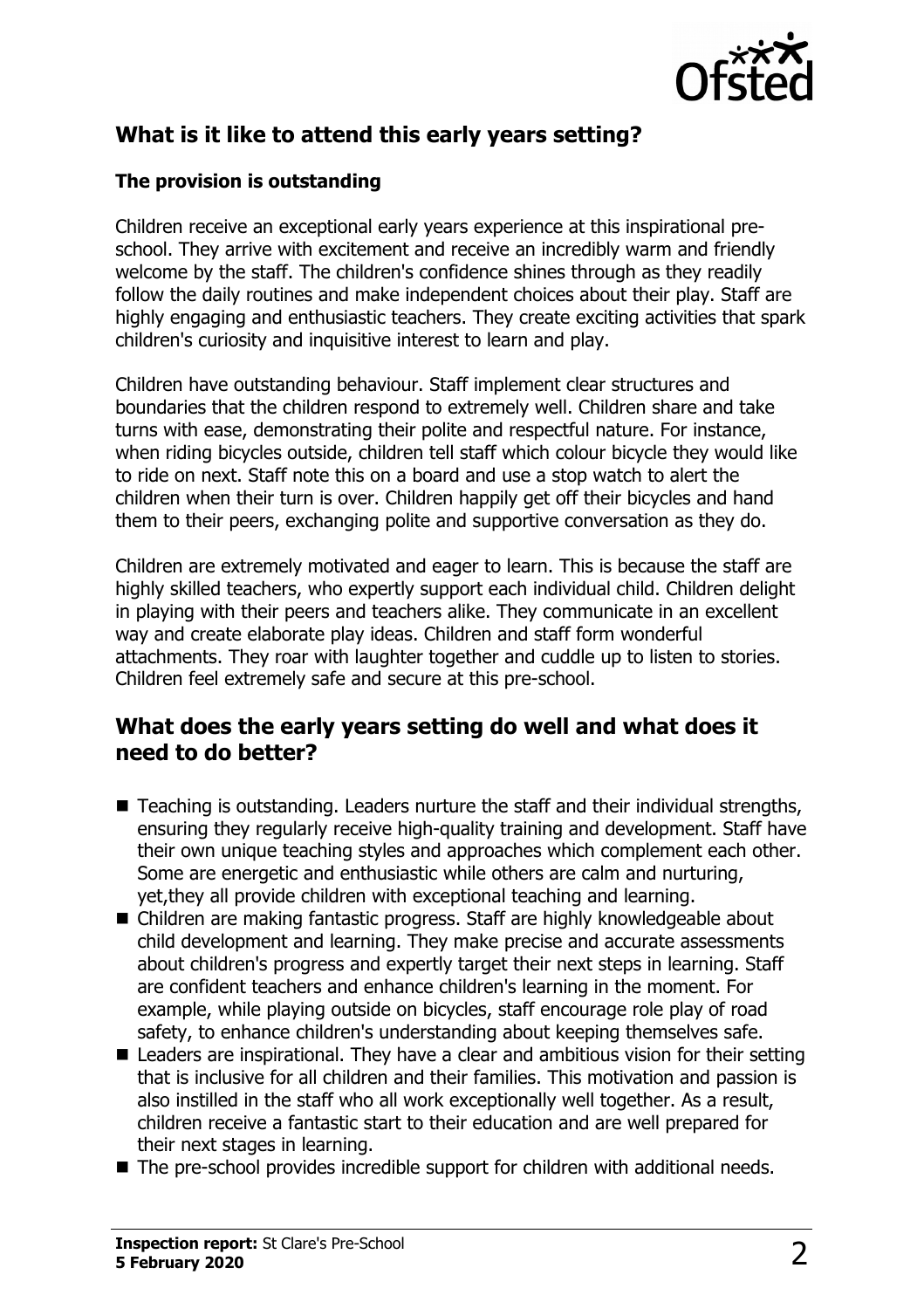## What is it like to attend this early years setting?

### The provision is outstanding

Children receive an exceptional early years experience at this inspirational pre-school. They arrive with excitement and receive an incredibly warm and friendly welcome by the staff. The children's confidence shines through as they readily follow the daily routines and make independent choices about their play. Staff are highly engaging and enthusiastic teachers. They create exciting activities that spark children's curiosity and inquisitive interest to learn and play.

Children have outstanding behaviour. Staff implement clear structures and boundaries that the children respond to extremely well. Children share and take turns with ease, demonstrating their polite and respectful nature. For instance, when riding bicycles outside, children tell staff which colour bicycle they would like to ride on next. Staff note this on a board and use a stop watch to alert the children when their turn is over. Children happily get off their bicycles and hand them to their peers, exchanging polite and supportive conversation as they do.

Children are extremely motivated and eager to learn. This is because the staff are highly skilled teachers, who expertly support each individual child. Children delight in playing with their peers and teachers alike. They communicate in an excellent way and create elaborate play ideas. Children and staff form wonderful attachments. They roar with laughter together and cuddle up to listen to stories. Children feel extremely safe and secure at this pre-school.

## What does the early years setting do well and what does it need to do better?

- Teaching is outstanding. Leaders nurture the staff and their individual strengths, ensuring they regularly receive high-quality training and development. Staff have their own unique teaching styles and approaches which complement each other. Some are energetic and enthusiastic while others are calm and nurturing, yet,they all provide children with exceptional teaching and learning.
- Children are making fantastic progress. Staff are highly knowledgeable about child development and learning. They make precise and accurate assessments about children's progress and expertly target their next steps in learning. Staff are confident teachers and enhance children's learning in the moment. For example, while playing outside on bicycles, staff encourage role play of road safety, to enhance children's understanding about keeping themselves safe.
- Leaders are inspirational. They have a clear and ambitious vision for their setting that is inclusive for all children and their families. This motivation and passion is also instilled in the staff who all work exceptionally well together. As a result, children receive a fantastic start to their education and are well prepared for their next stages in learning.
- The pre-school provides incredible support for children with additional needs.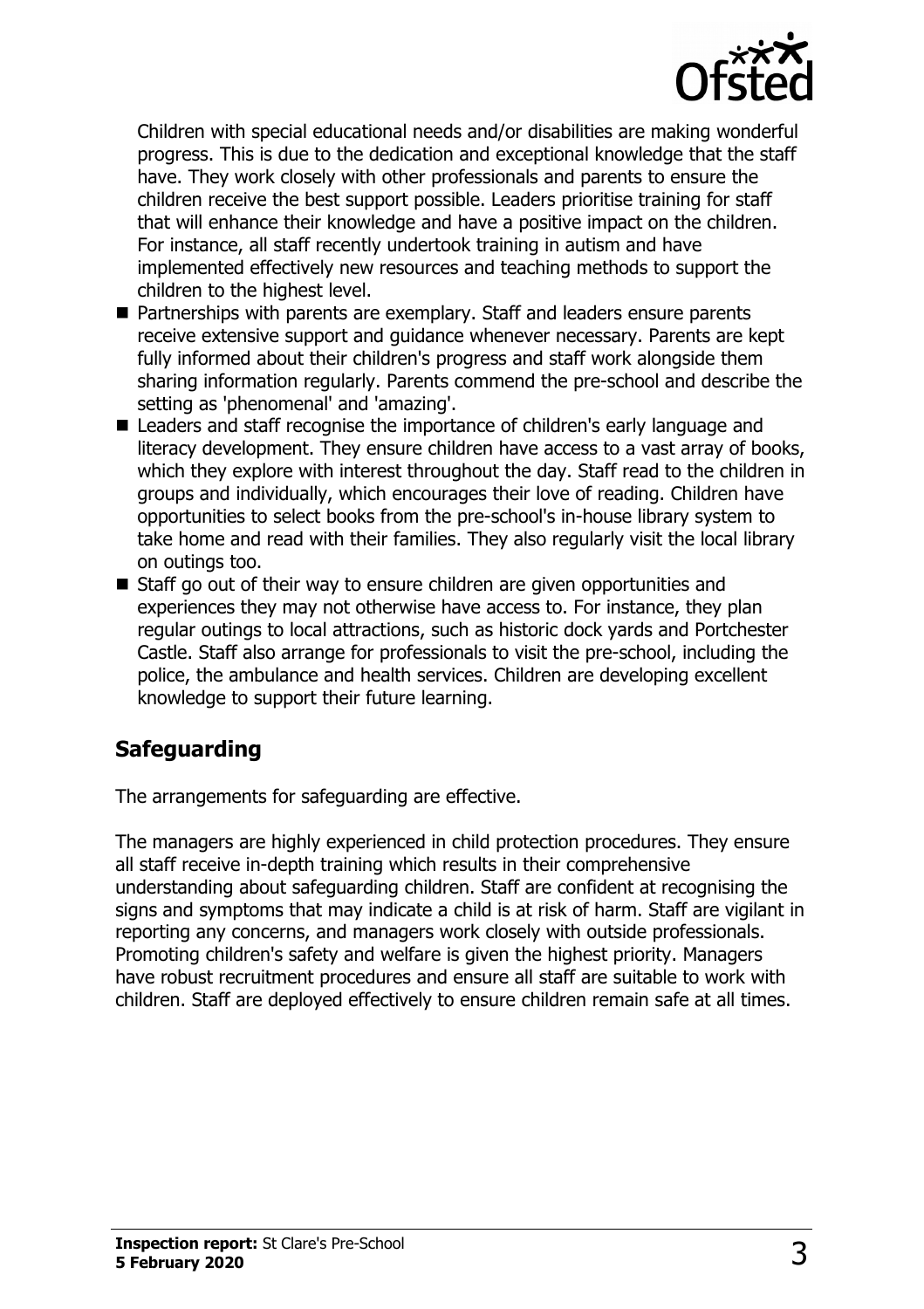Children with special educational needs and/or disabilities are making wonderful progress. This is due to the dedication and exceptional knowledge that the staff have. They work closely with other professionals and parents to ensure the children receive the best support possible. Leaders prioritise training for staff that will enhance their knowledge and have a positive impact on the children. For instance, all staff recently undertook training in autism and have implemented effectively new resources and teaching methods to support the children to the highest level.

- Partnerships with parents are exemplary. Staff and leaders ensure parents receive extensive support and guidance whenever necessary. Parents are kept fully informed about their children's progress and staff work alongside them sharing information regularly. Parents commend the pre-school and describe the setting as 'phenomenal' and 'amazing'.
- Leaders and staff recognise the importance of children's early language and literacy development. They ensure children have access to a vast array of books, which they explore with interest throughout the day. Staff read to the children in groups and individually, which encourages their love of reading. Children have opportunities to select books from the pre-school's in-house library system to take home and read with their families. They also regularly visit the local library on outings too.
- Staff go out of their way to ensure children are given opportunities and experiences they may not otherwise have access to. For instance, they plan regular outings to local attractions, such as historic dock yards and Portchester Castle. Staff also arrange for professionals to visit the pre-school, including the police, the ambulance and health services. Children are developing excellent knowledge to support their future learning.

## Safeguarding

The arrangements for safeguarding are effective.

The managers are highly experienced in child protection procedures. They ensure all staff receive in-depth training which results in their comprehensive understanding about safeguarding children. Staff are confident at recognising the signs and symptoms that may indicate a child is at risk of harm. Staff are vigilant in reporting any concerns, and managers work closely with outside professionals. Promoting children's safety and welfare is given the highest priority. Managers have robust recruitment procedures and ensure all staff are suitable to work with children. Staff are deployed effectively to ensure children remain safe at all times.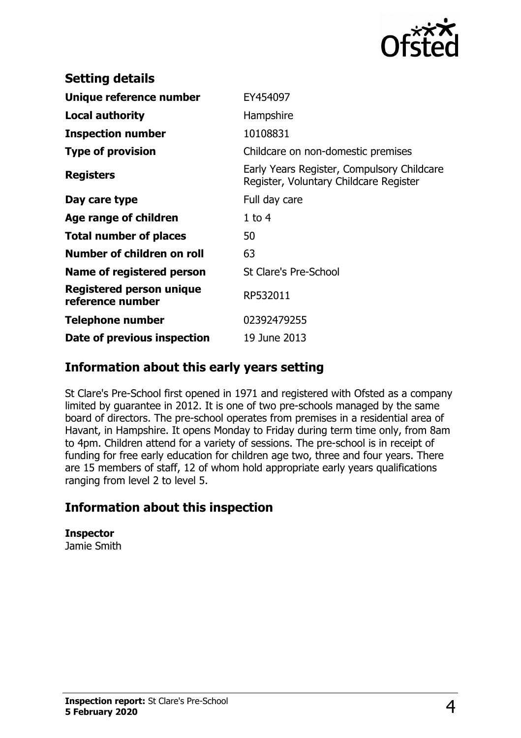## Setting details

| | |
|---|---|
| **Unique reference number** | EY454097 |
| **Local authority** | Hampshire |
| **Inspection number** | 10108831 |
| **Type of provision** | Childcare on non-domestic premises |
| **Registers** | Early Years Register, Compulsory Childcare Register, Voluntary Childcare Register |
| **Day care type** | Full day care |
| **Age range of children** | 1 to 4 |
| **Total number of places** | 50 |
| **Number of children on roll** | 63 |
| **Name of registered person** | St Clare's Pre-School |
| **Registered person unique reference number** | RP532011 |
| **Telephone number** | 02392479255 |
| **Date of previous inspection** | 19 June 2013 |

## Information about this early years setting

St Clare's Pre-School first opened in 1971 and registered with Ofsted as a company limited by guarantee in 2012. It is one of two pre-schools managed by the same board of directors. The pre-school operates from premises in a residential area of Havant, in Hampshire. It opens Monday to Friday during term time only, from 8am to 4pm. Children attend for a variety of sessions. The pre-school is in receipt of funding for free early education for children age two, three and four years. There are 15 members of staff, 12 of whom hold appropriate early years qualifications ranging from level 2 to level 5.

## Information about this inspection

**Inspector**
Jamie Smith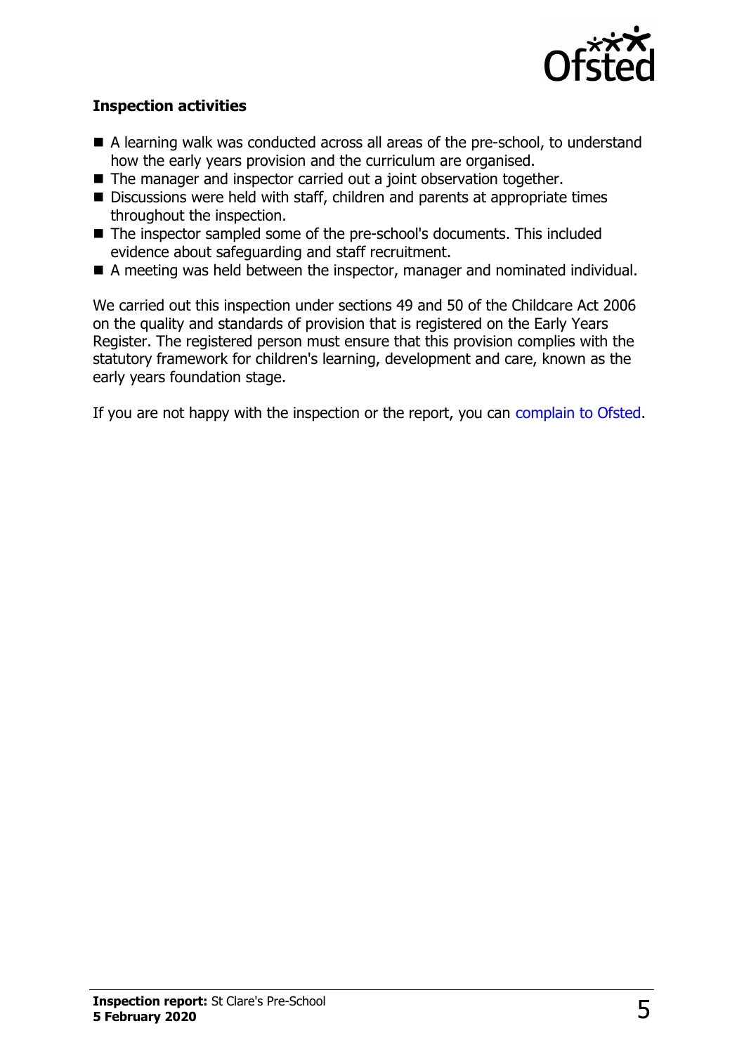### Inspection activities

- A learning walk was conducted across all areas of the pre-school, to understand how the early years provision and the curriculum are organised.
- The manager and inspector carried out a joint observation together.
- Discussions were held with staff, children and parents at appropriate times throughout the inspection.
- The inspector sampled some of the pre-school's documents. This included evidence about safeguarding and staff recruitment.
- A meeting was held between the inspector, manager and nominated individual.

We carried out this inspection under sections 49 and 50 of the Childcare Act 2006 on the quality and standards of provision that is registered on the Early Years Register. The registered person must ensure that this provision complies with the statutory framework for children's learning, development and care, known as the early years foundation stage.

If you are not happy with the inspection or the report, you can complain to Ofsted.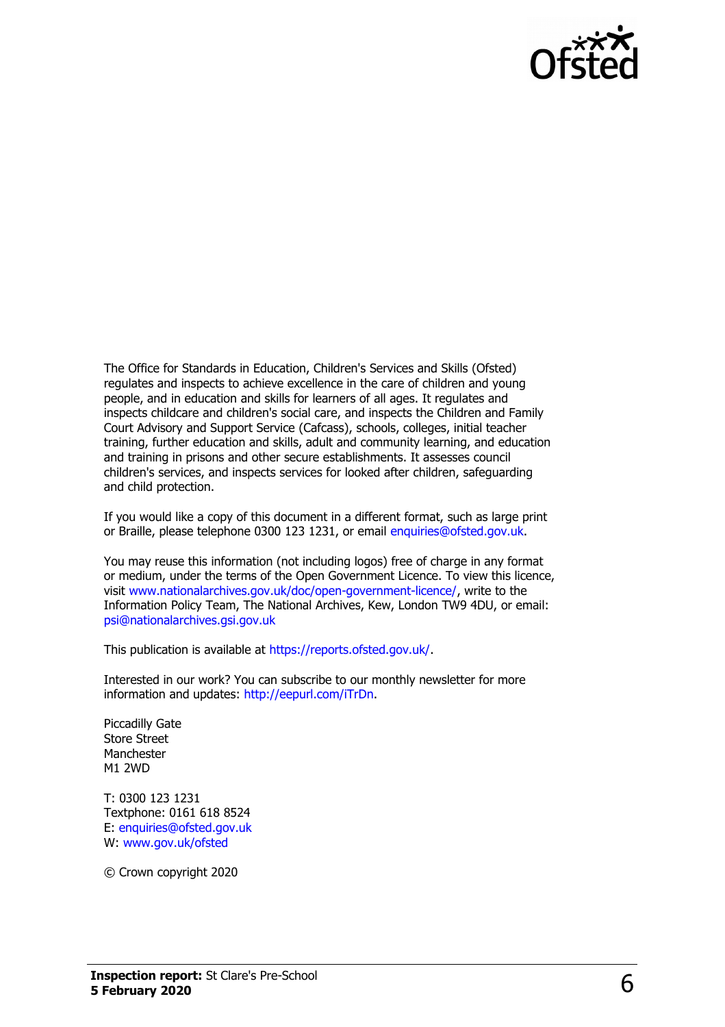The Office for Standards in Education, Children's Services and Skills (Ofsted) regulates and inspects to achieve excellence in the care of children and young people, and in education and skills for learners of all ages. It regulates and inspects childcare and children's social care, and inspects the Children and Family Court Advisory and Support Service (Cafcass), schools, colleges, initial teacher training, further education and skills, adult and community learning, and education and training in prisons and other secure establishments. It assesses council children's services, and inspects services for looked after children, safeguarding and child protection.

If you would like a copy of this document in a different format, such as large print or Braille, please telephone 0300 123 1231, or email enquiries@ofsted.gov.uk.

You may reuse this information (not including logos) free of charge in any format or medium, under the terms of the Open Government Licence. To view this licence, visit www.nationalarchives.gov.uk/doc/open-government-licence/, write to the Information Policy Team, The National Archives, Kew, London TW9 4DU, or email: psi@nationalarchives.gsi.gov.uk

This publication is available at https://reports.ofsted.gov.uk/.

Interested in our work? You can subscribe to our monthly newsletter for more information and updates: http://eepurl.com/iTrDn.

Piccadilly Gate
Store Street
Manchester
M1 2WD

T: 0300 123 1231
Textphone: 0161 618 8524
E: enquiries@ofsted.gov.uk
W: www.gov.uk/ofsted

© Crown copyright 2020